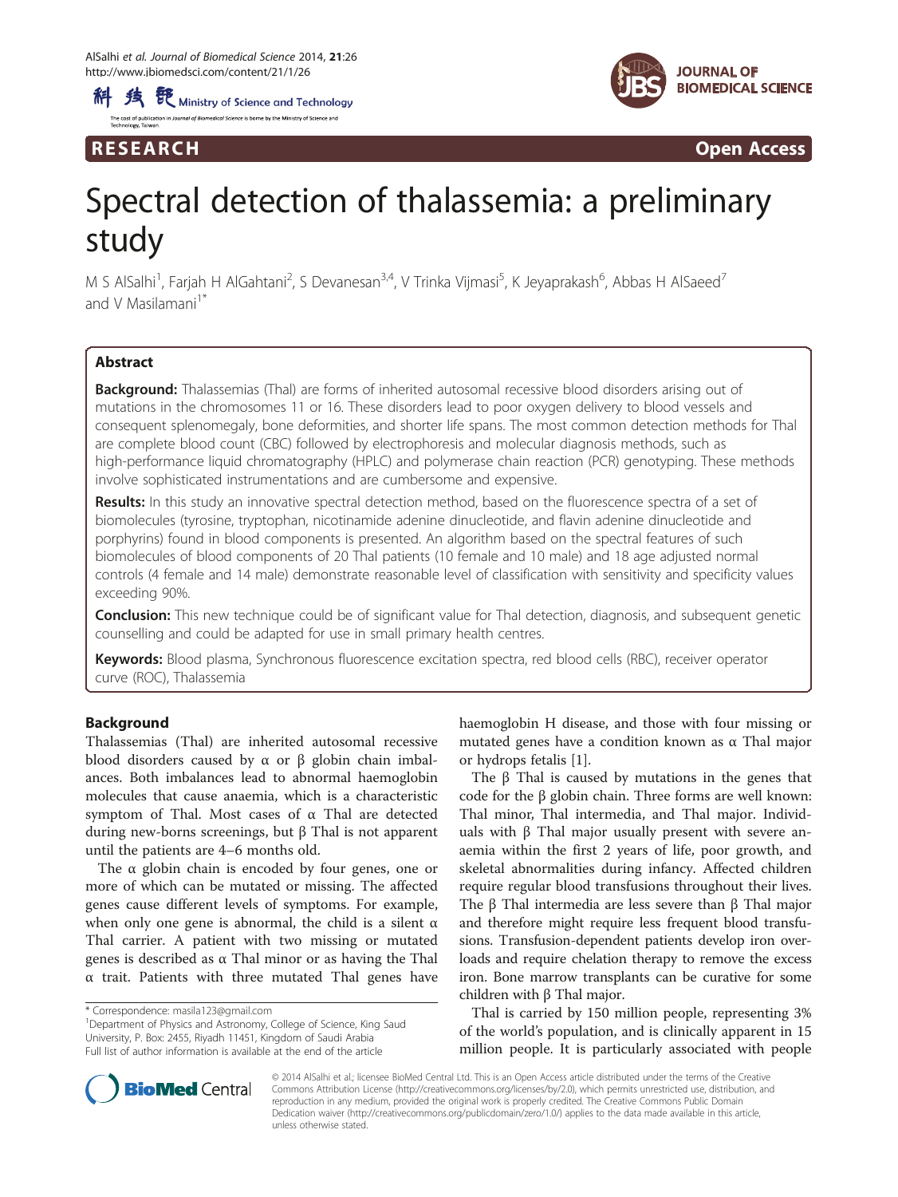RESEARCH Open Access

# Spectral detection of thalassemia: a preliminary study

M S AlSalhi[1], Farjah H AlGahtani[2], S Devanesan[3,4], V Trinka Vijmasi[5], K Jeyaprakash[6], Abbas H AlSaeed[7] and V Masilamani[1*]

## Abstract

**Background:** Thalassemias (Thal) are forms of inherited autosomal recessive blood disorders arising out of mutations in the chromosomes 11 or 16. These disorders lead to poor oxygen delivery to blood vessels and consequent splenomegaly, bone deformities, and shorter life spans. The most common detection methods for Thal are complete blood count (CBC) followed by electrophoresis and molecular diagnosis methods, such as high-performance liquid chromatography (HPLC) and polymerase chain reaction (PCR) genotyping. These methods involve sophisticated instrumentations and are cumbersome and expensive.

**Results:** In this study an innovative spectral detection method, based on the fluorescence spectra of a set of biomolecules (tyrosine, tryptophan, nicotinamide adenine dinucleotide, and flavin adenine dinucleotide and porphyrins) found in blood components is presented. An algorithm based on the spectral features of such biomolecules of blood components of 20 Thal patients (10 female and 10 male) and 18 age adjusted normal controls (4 female and 14 male) demonstrate reasonable level of classification with sensitivity and specificity values exceeding 90%.

**Conclusion:** This new technique could be of significant value for Thal detection, diagnosis, and subsequent genetic counselling and could be adapted for use in small primary health centres.

**Keywords:** Blood plasma, Synchronous fluorescence excitation spectra, red blood cells (RBC), receiver operator curve (ROC), Thalassemia

## Background

Thalassemias (Thal) are inherited autosomal recessive blood disorders caused by α or β globin chain imbalances. Both imbalances lead to abnormal haemoglobin molecules that cause anaemia, which is a characteristic symptom of Thal. Most cases of α Thal are detected during new-borns screenings, but β Thal is not apparent until the patients are 4–6 months old.

The α globin chain is encoded by four genes, one or more of which can be mutated or missing. The affected genes cause different levels of symptoms. For example, when only one gene is abnormal, the child is a silent α Thal carrier. A patient with two missing or mutated genes is described as α Thal minor or as having the Thal α trait. Patients with three mutated Thal genes have haemoglobin H disease, and those with four missing or mutated genes have a condition known as α Thal major or hydrops fetalis [1].

The β Thal is caused by mutations in the genes that code for the β globin chain. Three forms are well known: Thal minor, Thal intermedia, and Thal major. Individuals with β Thal major usually present with severe anaemia within the first 2 years of life, poor growth, and skeletal abnormalities during infancy. Affected children require regular blood transfusions throughout their lives. The β Thal intermedia are less severe than β Thal major and therefore might require less frequent blood transfusions. Transfusion-dependent patients develop iron overloads and require chelation therapy to remove the excess iron. Bone marrow transplants can be curative for some children with β Thal major.

Thal is carried by 150 million people, representing 3% of the world's population, and is clinically apparent in 15 million people. It is particularly associated with people

\* Correspondence: masila123@gmail.com
[1]Department of Physics and Astronomy, College of Science, King Saud University, P. Box: 2455, Riyadh 11451, Kingdom of Saudi Arabia
Full list of author information is available at the end of the article

© 2014 AlSalhi et al.; licensee BioMed Central Ltd. This is an Open Access article distributed under the terms of the Creative Commons Attribution License (http://creativecommons.org/licenses/by/2.0), which permits unrestricted use, distribution, and reproduction in any medium, provided the original work is properly credited. The Creative Commons Public Domain Dedication waiver (http://creativecommons.org/publicdomain/zero/1.0/) applies to the data made available in this article, unless otherwise stated.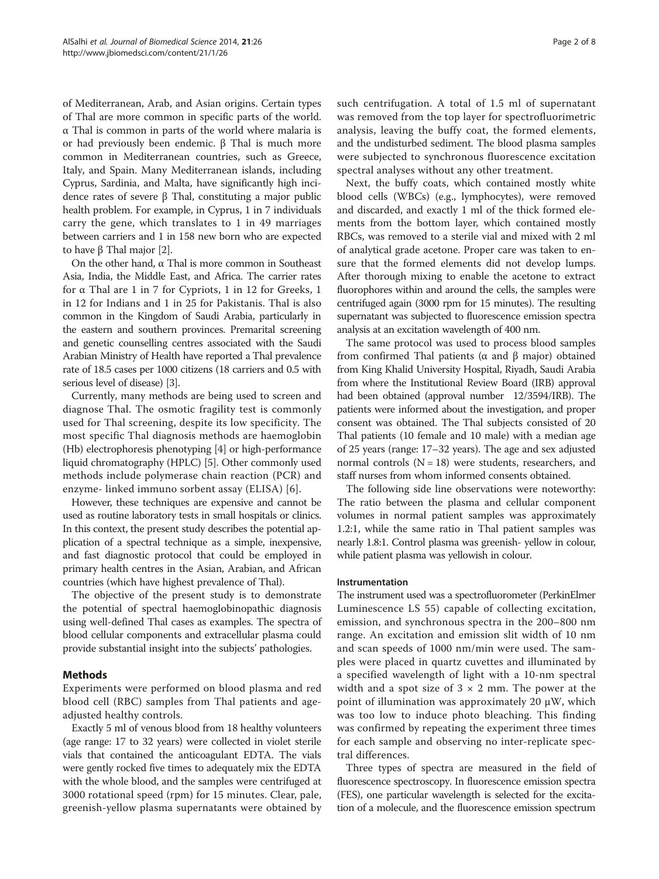of Mediterranean, Arab, and Asian origins. Certain types of Thal are more common in specific parts of the world. α Thal is common in parts of the world where malaria is or had previously been endemic. β Thal is much more common in Mediterranean countries, such as Greece, Italy, and Spain. Many Mediterranean islands, including Cyprus, Sardinia, and Malta, have significantly high incidence rates of severe β Thal, constituting a major public health problem. For example, in Cyprus, 1 in 7 individuals carry the gene, which translates to 1 in 49 marriages between carriers and 1 in 158 new born who are expected to have β Thal major [2].

On the other hand, α Thal is more common in Southeast Asia, India, the Middle East, and Africa. The carrier rates for α Thal are 1 in 7 for Cypriots, 1 in 12 for Greeks, 1 in 12 for Indians and 1 in 25 for Pakistanis. Thal is also common in the Kingdom of Saudi Arabia, particularly in the eastern and southern provinces. Premarital screening and genetic counselling centres associated with the Saudi Arabian Ministry of Health have reported a Thal prevalence rate of 18.5 cases per 1000 citizens (18 carriers and 0.5 with serious level of disease) [3].

Currently, many methods are being used to screen and diagnose Thal. The osmotic fragility test is commonly used for Thal screening, despite its low specificity. The most specific Thal diagnosis methods are haemoglobin (Hb) electrophoresis phenotyping [4] or high-performance liquid chromatography (HPLC) [5]. Other commonly used methods include polymerase chain reaction (PCR) and enzyme- linked immuno sorbent assay (ELISA) [6].

However, these techniques are expensive and cannot be used as routine laboratory tests in small hospitals or clinics. In this context, the present study describes the potential application of a spectral technique as a simple, inexpensive, and fast diagnostic protocol that could be employed in primary health centres in the Asian, Arabian, and African countries (which have highest prevalence of Thal).

The objective of the present study is to demonstrate the potential of spectral haemoglobinopathic diagnosis using well-defined Thal cases as examples. The spectra of blood cellular components and extracellular plasma could provide substantial insight into the subjects' pathologies.

## Methods

Experiments were performed on blood plasma and red blood cell (RBC) samples from Thal patients and age-adjusted healthy controls.

Exactly 5 ml of venous blood from 18 healthy volunteers (age range: 17 to 32 years) were collected in violet sterile vials that contained the anticoagulant EDTA. The vials were gently rocked five times to adequately mix the EDTA with the whole blood, and the samples were centrifuged at 3000 rotational speed (rpm) for 15 minutes. Clear, pale, greenish-yellow plasma supernatants were obtained by such centrifugation. A total of 1.5 ml of supernatant was removed from the top layer for spectrofluorimetric analysis, leaving the buffy coat, the formed elements, and the undisturbed sediment. The blood plasma samples were subjected to synchronous fluorescence excitation spectral analyses without any other treatment.

Next, the buffy coats, which contained mostly white blood cells (WBCs) (e.g., lymphocytes), were removed and discarded, and exactly 1 ml of the thick formed elements from the bottom layer, which contained mostly RBCs, was removed to a sterile vial and mixed with 2 ml of analytical grade acetone. Proper care was taken to ensure that the formed elements did not develop lumps. After thorough mixing to enable the acetone to extract fluorophores within and around the cells, the samples were centrifuged again (3000 rpm for 15 minutes). The resulting supernatant was subjected to fluorescence emission spectra analysis at an excitation wavelength of 400 nm.

The same protocol was used to process blood samples from confirmed Thal patients (α and β major) obtained from King Khalid University Hospital, Riyadh, Saudi Arabia from where the Institutional Review Board (IRB) approval had been obtained (approval number 12/3594/IRB). The patients were informed about the investigation, and proper consent was obtained. The Thal subjects consisted of 20 Thal patients (10 female and 10 male) with a median age of 25 years (range: 17–32 years). The age and sex adjusted normal controls (N = 18) were students, researchers, and staff nurses from whom informed consents obtained.

The following side line observations were noteworthy: The ratio between the plasma and cellular component volumes in normal patient samples was approximately 1.2:1, while the same ratio in Thal patient samples was nearly 1.8:1. Control plasma was greenish- yellow in colour, while patient plasma was yellowish in colour.

### Instrumentation

The instrument used was a spectrofluorometer (PerkinElmer Luminescence LS 55) capable of collecting excitation, emission, and synchronous spectra in the 200–800 nm range. An excitation and emission slit width of 10 nm and scan speeds of 1000 nm/min were used. The samples were placed in quartz cuvettes and illuminated by a specified wavelength of light with a 10-nm spectral width and a spot size of 3 × 2 mm. The power at the point of illumination was approximately 20 μW, which was too low to induce photo bleaching. This finding was confirmed by repeating the experiment three times for each sample and observing no inter-replicate spectral differences.

Three types of spectra are measured in the field of fluorescence spectroscopy. In fluorescence emission spectra (FES), one particular wavelength is selected for the excitation of a molecule, and the fluorescence emission spectrum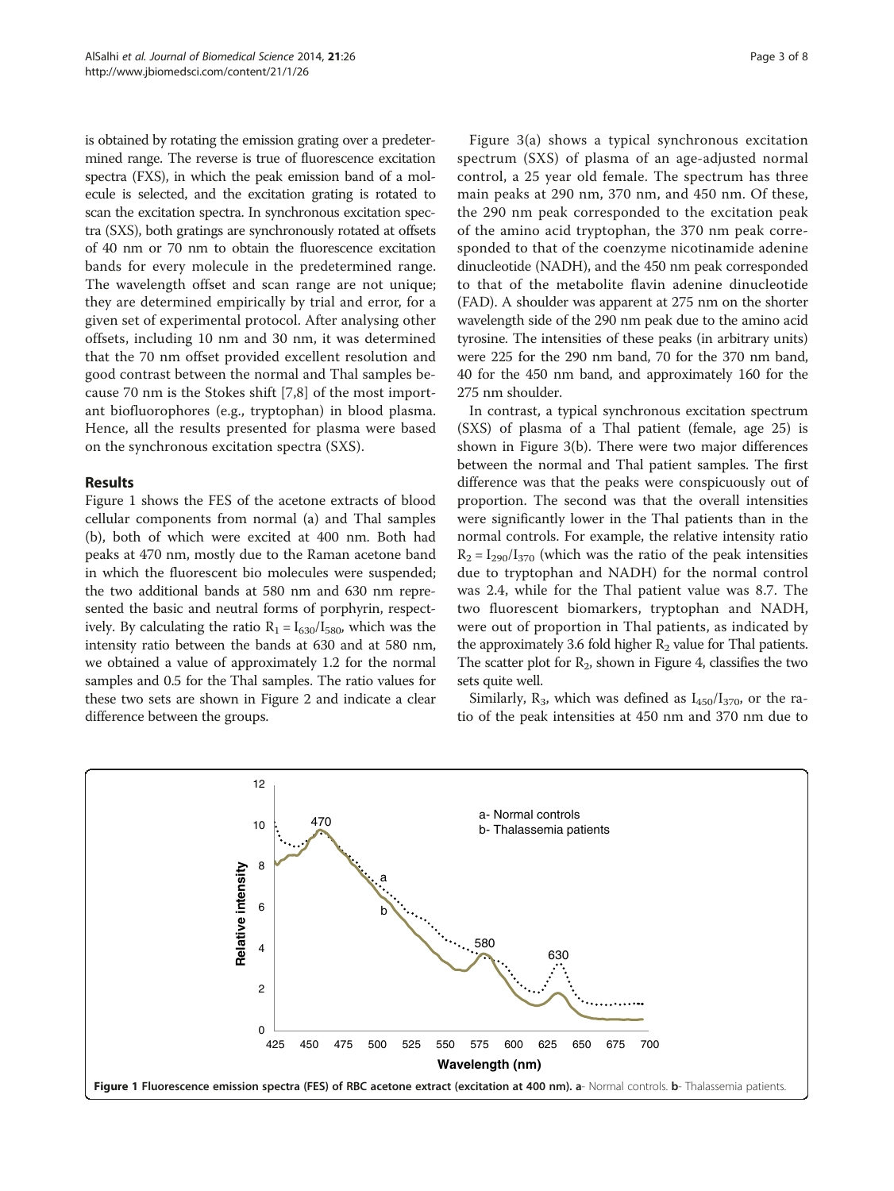is obtained by rotating the emission grating over a predetermined range. The reverse is true of fluorescence excitation spectra (FXS), in which the peak emission band of a molecule is selected, and the excitation grating is rotated to scan the excitation spectra. In synchronous excitation spectra (SXS), both gratings are synchronously rotated at offsets of 40 nm or 70 nm to obtain the fluorescence excitation bands for every molecule in the predetermined range. The wavelength offset and scan range are not unique; they are determined empirically by trial and error, for a given set of experimental protocol. After analysing other offsets, including 10 nm and 30 nm, it was determined that the 70 nm offset provided excellent resolution and good contrast between the normal and Thal samples because 70 nm is the Stokes shift [7,8] of the most important biofluorophores (e.g., tryptophan) in blood plasma. Hence, all the results presented for plasma were based on the synchronous excitation spectra (SXS).

## Results

Figure 1 shows the FES of the acetone extracts of blood cellular components from normal (a) and Thal samples (b), both of which were excited at 400 nm. Both had peaks at 470 nm, mostly due to the Raman acetone band in which the fluorescent bio molecules were suspended; the two additional bands at 580 nm and 630 nm represented the basic and neutral forms of porphyrin, respectively. By calculating the ratio $R_1 = I_{630}/I_{580}$, which was the intensity ratio between the bands at 630 and at 580 nm, we obtained a value of approximately 1.2 for the normal samples and 0.5 for the Thal samples. The ratio values for these two sets are shown in Figure 2 and indicate a clear difference between the groups.

Figure 3(a) shows a typical synchronous excitation spectrum (SXS) of plasma of an age-adjusted normal control, a 25 year old female. The spectrum has three main peaks at 290 nm, 370 nm, and 450 nm. Of these, the 290 nm peak corresponded to the excitation peak of the amino acid tryptophan, the 370 nm peak corresponded to that of the coenzyme nicotinamide adenine dinucleotide (NADH), and the 450 nm peak corresponded to that of the metabolite flavin adenine dinucleotide (FAD). A shoulder was apparent at 275 nm on the shorter wavelength side of the 290 nm peak due to the amino acid tyrosine. The intensities of these peaks (in arbitrary units) were 225 for the 290 nm band, 70 for the 370 nm band, 40 for the 450 nm band, and approximately 160 for the 275 nm shoulder.

In contrast, a typical synchronous excitation spectrum (SXS) of plasma of a Thal patient (female, age 25) is shown in Figure 3(b). There were two major differences between the normal and Thal patient samples. The first difference was that the peaks were conspicuously out of proportion. The second was that the overall intensities were significantly lower in the Thal patients than in the normal controls. For example, the relative intensity ratio $R_2 = I_{290}/I_{370}$ (which was the ratio of the peak intensities due to tryptophan and NADH) for the normal control was 2.4, while for the Thal patient value was 8.7. The two fluorescent biomarkers, tryptophan and NADH, were out of proportion in Thal patients, as indicated by the approximately 3.6 fold higher $R_2$ value for Thal patients. The scatter plot for $R_2$, shown in Figure 4, classifies the two sets quite well.

Similarly, $R_3$, which was defined as $I_{450}/I_{370}$, or the ratio of the peak intensities at 450 nm and 370 nm due to

**Figure 1 Fluorescence emission spectra (FES) of RBC acetone extract (excitation at 400 nm). a**- Normal controls. **b**- Thalassemia patients.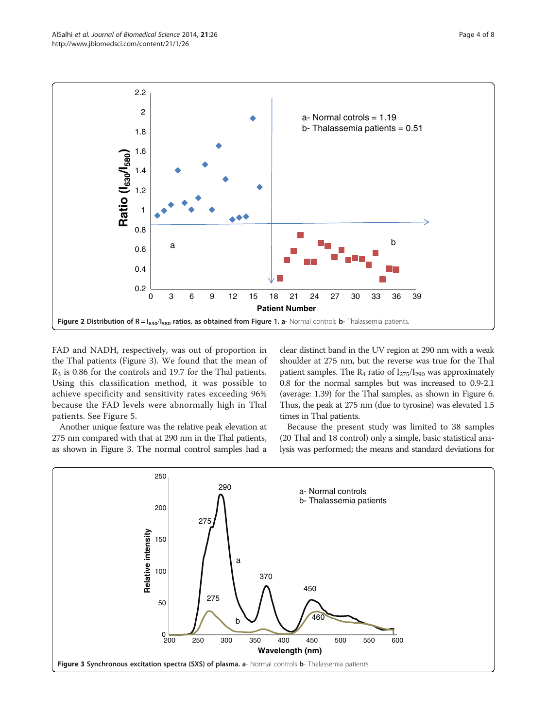Figure 2 Distribution of $R = I_{630}/I_{580}$ ratios, as obtained from Figure 1. a- Normal controls b- Thalassemia patients.

FAD and NADH, respectively, was out of proportion in the Thal patients (Figure 3). We found that the mean of $R_3$ is 0.86 for the controls and 19.7 for the Thal patients. Using this classification method, it was possible to achieve specificity and sensitivity rates exceeding 96% because the FAD levels were abnormally high in Thal patients. See Figure 5.

Another unique feature was the relative peak elevation at 275 nm compared with that at 290 nm in the Thal patients, as shown in Figure 3. The normal control samples had a clear distinct band in the UV region at 290 nm with a weak shoulder at 275 nm, but the reverse was true for the Thal patient samples. The $R_4$ ratio of $I_{275}/I_{290}$ was approximately 0.8 for the normal samples but was increased to 0.9-2.1 (average: 1.39) for the Thal samples, as shown in Figure 6. Thus, the peak at 275 nm (due to tyrosine) was elevated 1.5 times in Thal patients.

Because the present study was limited to 38 samples (20 Thal and 18 control) only a simple, basic statistical analysis was performed; the means and standard deviations for

Figure 3 Synchronous excitation spectra (SXS) of plasma. a- Normal controls b- Thalassemia patients.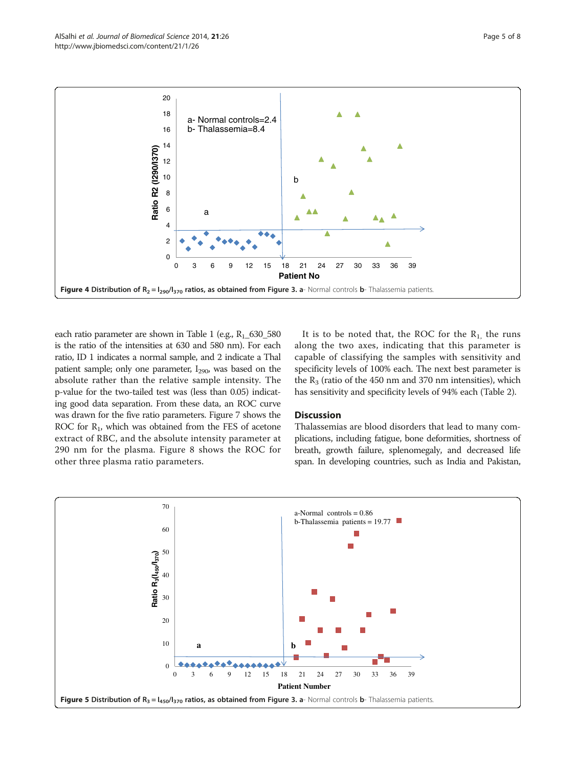Figure 4 Distribution of $R_2 = I_{290}/I_{370}$ ratios, as obtained from Figure 3. **a**- Normal controls **b**- Thalassemia patients.

each ratio parameter are shown in Table 1 (e.g., $R_1$_630_580 is the ratio of the intensities at 630 and 580 nm). For each ratio, ID 1 indicates a normal sample, and 2 indicate a Thal patient sample; only one parameter, $I_{290}$, was based on the absolute rather than the relative sample intensity. The p-value for the two-tailed test was (less than 0.05) indicating good data separation. From these data, an ROC curve was drawn for the five ratio parameters. Figure 7 shows the ROC for $R_1$, which was obtained from the FES of acetone extract of RBC, and the absolute intensity parameter at 290 nm for the plasma. Figure 8 shows the ROC for other three plasma ratio parameters.

It is to be noted that, the ROC for the $R_1$, the runs along the two axes, indicating that this parameter is capable of classifying the samples with sensitivity and specificity levels of 100% each. The next best parameter is the $R_3$ (ratio of the 450 nm and 370 nm intensities), which has sensitivity and specificity levels of 94% each (Table 2).

## Discussion

Thalassemias are blood disorders that lead to many complications, including fatigue, bone deformities, shortness of breath, growth failure, splenomegaly, and decreased life span. In developing countries, such as India and Pakistan,

Figure 5 Distribution of $R_3 = I_{450}/I_{370}$ ratios, as obtained from Figure 3. **a**- Normal controls **b**- Thalassemia patients.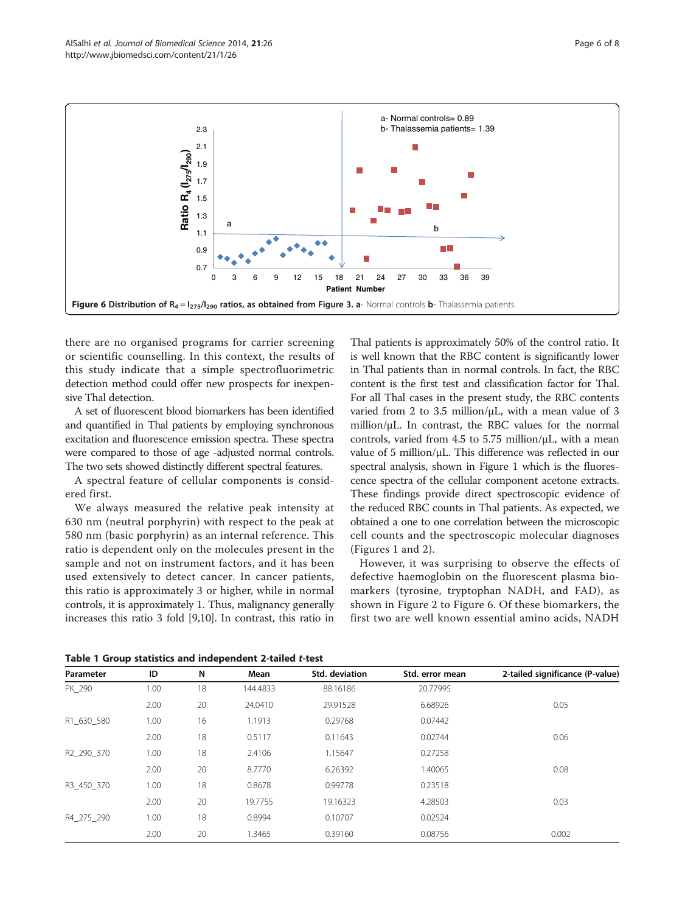**Figure 6** Distribution of $R_4 = I_{275}/I_{290}$ ratios, as obtained from Figure 3. **a**- Normal controls **b**- Thalassemia patients.

there are no organised programs for carrier screening or scientific counselling. In this context, the results of this study indicate that a simple spectrofluorimetric detection method could offer new prospects for inexpensive Thal detection.

A set of fluorescent blood biomarkers has been identified and quantified in Thal patients by employing synchronous excitation and fluorescence emission spectra. These spectra were compared to those of age -adjusted normal controls. The two sets showed distinctly different spectral features.

A spectral feature of cellular components is considered first.

We always measured the relative peak intensity at 630 nm (neutral porphyrin) with respect to the peak at 580 nm (basic porphyrin) as an internal reference. This ratio is dependent only on the molecules present in the sample and not on instrument factors, and it has been used extensively to detect cancer. In cancer patients, this ratio is approximately 3 or higher, while in normal controls, it is approximately 1. Thus, malignancy generally increases this ratio 3 fold [9,10]. In contrast, this ratio in Thal patients is approximately 50% of the control ratio. It is well known that the RBC content is significantly lower in Thal patients than in normal controls. In fact, the RBC content is the first test and classification factor for Thal. For all Thal cases in the present study, the RBC contents varied from 2 to 3.5 million/μL, with a mean value of 3 million/μL. In contrast, the RBC values for the normal controls, varied from 4.5 to 5.75 million/μL, with a mean value of 5 million/μL. This difference was reflected in our spectral analysis, shown in Figure 1 which is the fluorescence spectra of the cellular component acetone extracts. These findings provide direct spectroscopic evidence of the reduced RBC counts in Thal patients. As expected, we obtained a one to one correlation between the microscopic cell counts and the spectroscopic molecular diagnoses (Figures 1 and 2).

However, it was surprising to observe the effects of defective haemoglobin on the fluorescent plasma biomarkers (tyrosine, tryptophan NADH, and FAD), as shown in Figure 2 to Figure 6. Of these biomarkers, the first two are well known essential amino acids, NADH

**Table 1 Group statistics and independent 2-tailed *t*-test**

| Parameter | ID | N | Mean | Std. deviation | Std. error mean | 2-tailed significance (P-value) |
|---|---|---|---|---|---|---|
| PK_290 | 1.00 | 18 | 144.4833 | 88.16186 | 20.77995 | |
| | 2.00 | 20 | 24.0410 | 29.91528 | 6.68926 | 0.05 |
| R1_630_580 | 1.00 | 16 | 1.1913 | 0.29768 | 0.07442 | |
| | 2.00 | 18 | 0.5117 | 0.11643 | 0.02744 | 0.06 |
| R2_290_370 | 1.00 | 18 | 2.4106 | 1.15647 | 0.27258 | |
| | 2.00 | 20 | 8.7770 | 6.26392 | 1.40065 | 0.08 |
| R3_450_370 | 1.00 | 18 | 0.8678 | 0.99778 | 0.23518 | |
| | 2.00 | 20 | 19.7755 | 19.16323 | 4.28503 | 0.03 |
| R4_275_290 | 1.00 | 18 | 0.8994 | 0.10707 | 0.02524 | |
| | 2.00 | 20 | 1.3465 | 0.39160 | 0.08756 | 0.002 |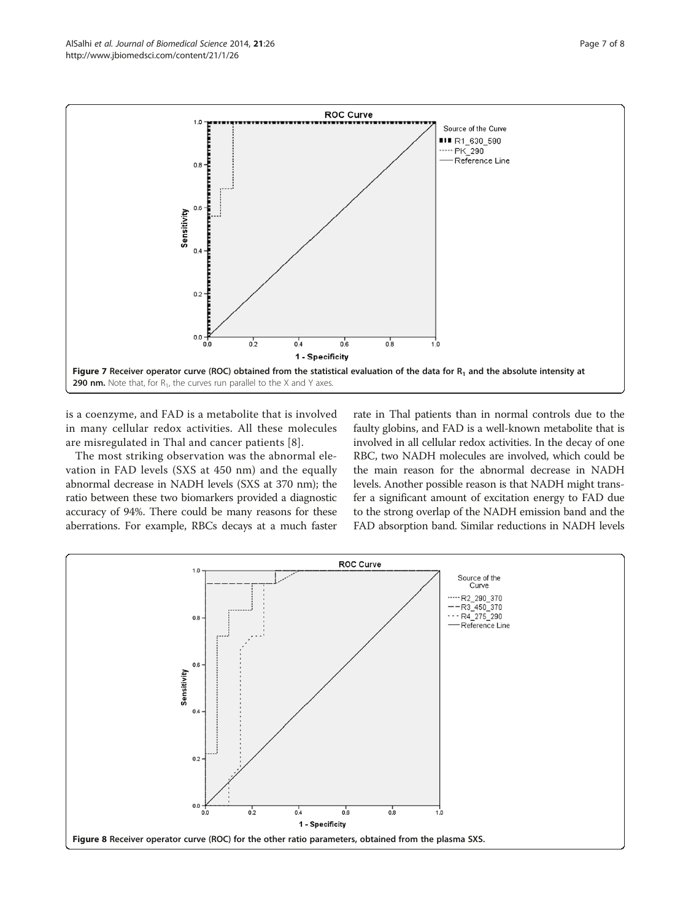Figure 7 Receiver operator curve (ROC) obtained from the statistical evaluation of the data for $R_1$ and the absolute intensity at 290 nm. Note that, for $R_1$, the curves run parallel to the X and Y axes.

is a coenzyme, and FAD is a metabolite that is involved in many cellular redox activities. All these molecules are misregulated in Thal and cancer patients [8].

The most striking observation was the abnormal elevation in FAD levels (SXS at 450 nm) and the equally abnormal decrease in NADH levels (SXS at 370 nm); the ratio between these two biomarkers provided a diagnostic accuracy of 94%. There could be many reasons for these aberrations. For example, RBCs decays at a much faster rate in Thal patients than in normal controls due to the faulty globins, and FAD is a well-known metabolite that is involved in all cellular redox activities. In the decay of one RBC, two NADH molecules are involved, which could be the main reason for the abnormal decrease in NADH levels. Another possible reason is that NADH might transfer a significant amount of excitation energy to FAD due to the strong overlap of the NADH emission band and the FAD absorption band. Similar reductions in NADH levels

Figure 8 Receiver operator curve (ROC) for the other ratio parameters, obtained from the plasma SXS.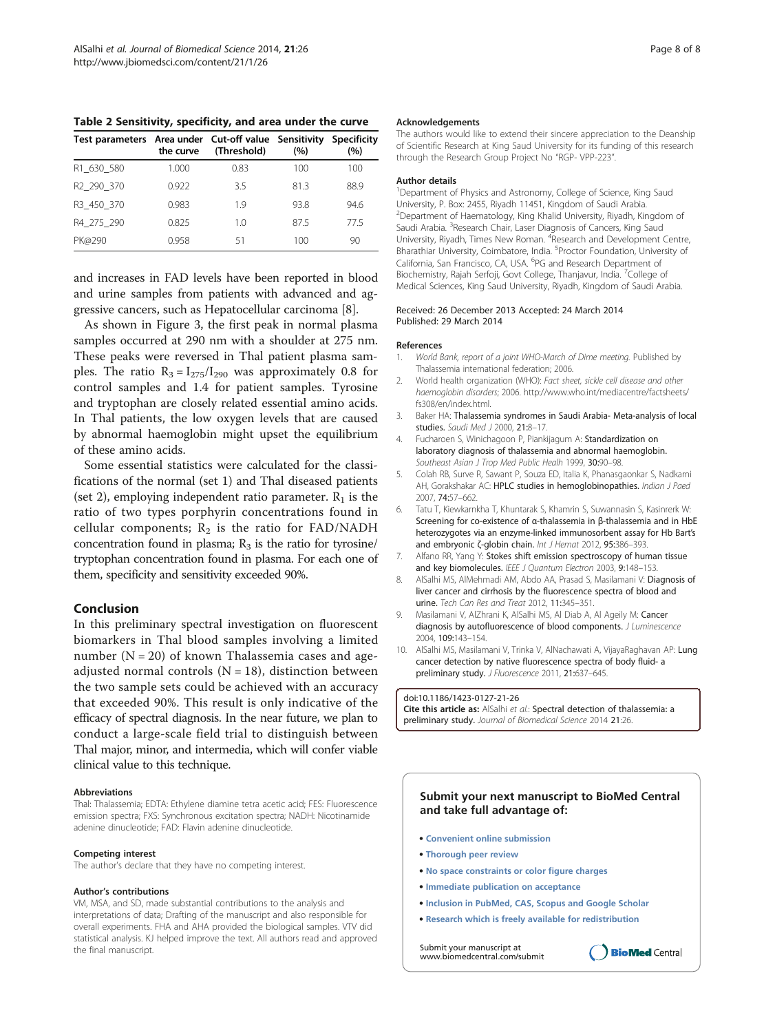**Table 2 Sensitivity, specificity, and area under the curve**

| Test parameters | Area under the curve | Cut-off value (Threshold) | Sensitivity (%) | Specificity (%) |
|---|---|---|---|---|
| R1_630_580 | 1.000 | 0.83 | 100 | 100 |
| R2_290_370 | 0.922 | 3.5 | 81.3 | 88.9 |
| R3_450_370 | 0.983 | 1.9 | 93.8 | 94.6 |
| R4_275_290 | 0.825 | 1.0 | 87.5 | 77.5 |
| PK@290 | 0.958 | 51 | 100 | 90 |

and increases in FAD levels have been reported in blood and urine samples from patients with advanced and aggressive cancers, such as Hepatocellular carcinoma [8].

As shown in Figure 3, the first peak in normal plasma samples occurred at 290 nm with a shoulder at 275 nm. These peaks were reversed in Thal patient plasma samples. The ratio $R_3 = I_{275}/I_{290}$ was approximately 0.8 for control samples and 1.4 for patient samples. Tyrosine and tryptophan are closely related essential amino acids. In Thal patients, the low oxygen levels that are caused by abnormal haemoglobin might upset the equilibrium of these amino acids.

Some essential statistics were calculated for the classifications of the normal (set 1) and Thal diseased patients (set 2), employing independent ratio parameter. $R_1$ is the ratio of two types porphyrin concentrations found in cellular components; $R_2$ is the ratio for FAD/NADH concentration found in plasma; $R_3$ is the ratio for tyrosine/tryptophan concentration found in plasma. For each one of them, specificity and sensitivity exceeded 90%.

## Conclusion

In this preliminary spectral investigation on fluorescent biomarkers in Thal blood samples involving a limited number (N = 20) of known Thalassemia cases and age-adjusted normal controls (N = 18), distinction between the two sample sets could be achieved with an accuracy that exceeded 90%. This result is only indicative of the efficacy of spectral diagnosis. In the near future, we plan to conduct a large-scale field trial to distinguish between Thal major, minor, and intermedia, which will confer viable clinical value to this technique.

#### Abbreviations

Thal: Thalassemia; EDTA: Ethylene diamine tetra acetic acid; FES: Fluorescence emission spectra; FXS: Synchronous excitation spectra; NADH: Nicotinamide adenine dinucleotide; FAD: Flavin adenine dinucleotide.

#### Competing interest

The author's declare that they have no competing interest.

#### Author's contributions

VM, MSA, and SD, made substantial contributions to the analysis and interpretations of data; Drafting of the manuscript and also responsible for overall experiments. FHA and AHA provided the biological samples. VTV did statistical analysis. KJ helped improve the text. All authors read and approved the final manuscript.

#### Acknowledgements

The authors would like to extend their sincere appreciation to the Deanship of Scientific Research at King Saud University for its funding of this research through the Research Group Project No "RGP- VPP-223".

#### Author details

[1]Department of Physics and Astronomy, College of Science, King Saud University, P. Box: 2455, Riyadh 11451, Kingdom of Saudi Arabia. [2]Department of Haematology, King Khalid University, Riyadh, Kingdom of Saudi Arabia. [3]Research Chair, Laser Diagnosis of Cancers, King Saud University, Riyadh, Times New Roman. [4]Research and Development Centre, Bharathiar University, Coimbatore, India. [5]Proctor Foundation, University of California, San Francisco, CA, USA. [6]PG and Research Department of Biochemistry, Rajah Serfoji, Govt College, Thanjavur, India. [7]College of Medical Sciences, King Saud University, Riyadh, Kingdom of Saudi Arabia.

Received: 26 December 2013 Accepted: 24 March 2014
Published: 29 March 2014

#### References

1. *World Bank, report of a joint WHO-March of Dime meeting.* Published by Thalassemia international federation; 2006.
2. World health organization (WHO): *Fact sheet, sickle cell disease and other haemoglobin disorders*; 2006. http://www.who.int/mediacentre/factsheets/fs308/en/index.html.
3. Baker HA: **Thalassemia syndromes in Saudi Arabia- Meta-analysis of local studies.** *Saudi Med J* 2000, **21:**8–17.
4. Fucharoen S, Winichagoon P, Piankijagum A: **Standardization on laboratory diagnosis of thalassemia and abnormal haemoglobin.** *Southeast Asian J Trop Med Public Healh* 1999, **30:**90–98.
5. Colah RB, Surve R, Sawant P, Souza ED, Italia K, Phanasgaonkar S, Nadkarni AH, Gorakshakar AC: **HPLC studies in hemoglobinopathies.** *Indian J Paed* 2007, **74:**57–662.
6. Tatu T, Kiewkarnkha T, Khuntarak S, Khamrin S, Suwannasin S, Kasinrerk W: **Screening for co-existence of α-thalassemia in β-thalassemia and in HbE heterozygotes via an enzyme-linked immunosorbent assay for Hb Bart's and embryonic ζ-globin chain.** *Int J Hemat* 2012, **95:**386–393.
7. Alfano RR, Yang Y: **Stokes shift emission spectroscopy of human tissue and key biomolecules.** *IEEE J Quantum Electron* 2003, **9:**148–153.
8. AlSalhi MS, AlMehmadi AM, Abdo AA, Prasad S, Masilamani V: **Diagnosis of liver cancer and cirrhosis by the fluorescence spectra of blood and urine.** *Tech Can Res and Treat* 2012, **11:**345–351.
9. Masilamani V, AlZhrani K, AlSalhi MS, Al Diab A, Al Ageily M: **Cancer diagnosis by autofluorescence of blood components.** *J Luminescence* 2004, **109:**143–154.
10. AlSalhi MS, Masilamani V, Trinka V, AlNachawati A, VijayaRaghavan AP: **Lung cancer detection by native fluorescence spectra of body fluid- a preliminary study.** *J Fluorescence* 2011, **21:**637–645.

doi:10.1186/1423-0127-21-26
**Cite this article as:** AlSalhi *et al.*: Spectral detection of thalassemia: a preliminary study. *Journal of Biomedical Science* 2014 **21**:26.

**Submit your next manuscript to BioMed Central and take full advantage of:**

- **Convenient online submission**
- **Thorough peer review**
- **No space constraints or color figure charges**
- **Immediate publication on acceptance**
- **Inclusion in PubMed, CAS, Scopus and Google Scholar**
- **Research which is freely available for redistribution**

Submit your manuscript at
www.biomedcentral.com/submit

BioMed Central